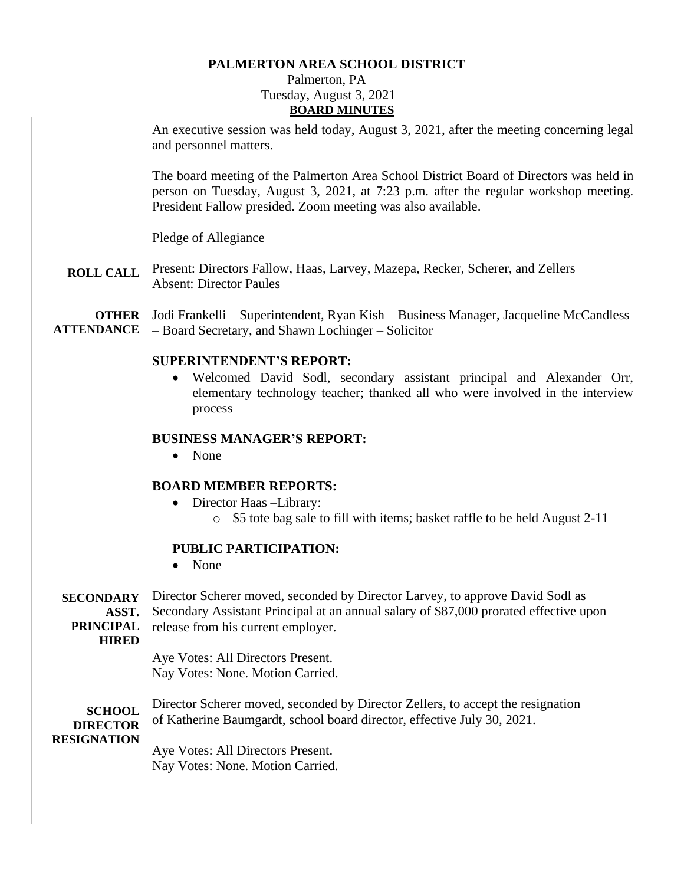# PALMERTON AREA SCHOOL DISTRICT

Palmerton, PA
Tuesday, August 3, 2021
**BOARD MINUTES**

An executive session was held today, August 3, 2021, after the meeting concerning legal and personnel matters.

The board meeting of the Palmerton Area School District Board of Directors was held in person on Tuesday, August 3, 2021, at 7:23 p.m. after the regular workshop meeting. President Fallow presided. Zoom meeting was also available.

Pledge of Allegiance

**ROLL CALL**

Present: Directors Fallow, Haas, Larvey, Mazepa, Recker, Scherer, and Zellers
Absent: Director Paules

**OTHER ATTENDANCE**

Jodi Frankelli – Superintendent, Ryan Kish – Business Manager, Jacqueline McCandless – Board Secretary, and Shawn Lochinger – Solicitor

**SUPERINTENDENT'S REPORT:**

- Welcomed David Sodl, secondary assistant principal and Alexander Orr, elementary technology teacher; thanked all who were involved in the interview process

**BUSINESS MANAGER'S REPORT:**

- None

**BOARD MEMBER REPORTS:**

- Director Haas –Library:
  - $5 tote bag sale to fill with items; basket raffle to be held August 2-11

**PUBLIC PARTICIPATION:**

- None

**SECONDARY ASST. PRINCIPAL HIRED**

Director Scherer moved, seconded by Director Larvey, to approve David Sodl as Secondary Assistant Principal at an annual salary of $87,000 prorated effective upon release from his current employer.

Aye Votes: All Directors Present.
Nay Votes: None. Motion Carried.

**SCHOOL DIRECTOR RESIGNATION**

Director Scherer moved, seconded by Director Zellers, to accept the resignation of Katherine Baumgardt, school board director, effective July 30, 2021.

Aye Votes: All Directors Present.
Nay Votes: None. Motion Carried.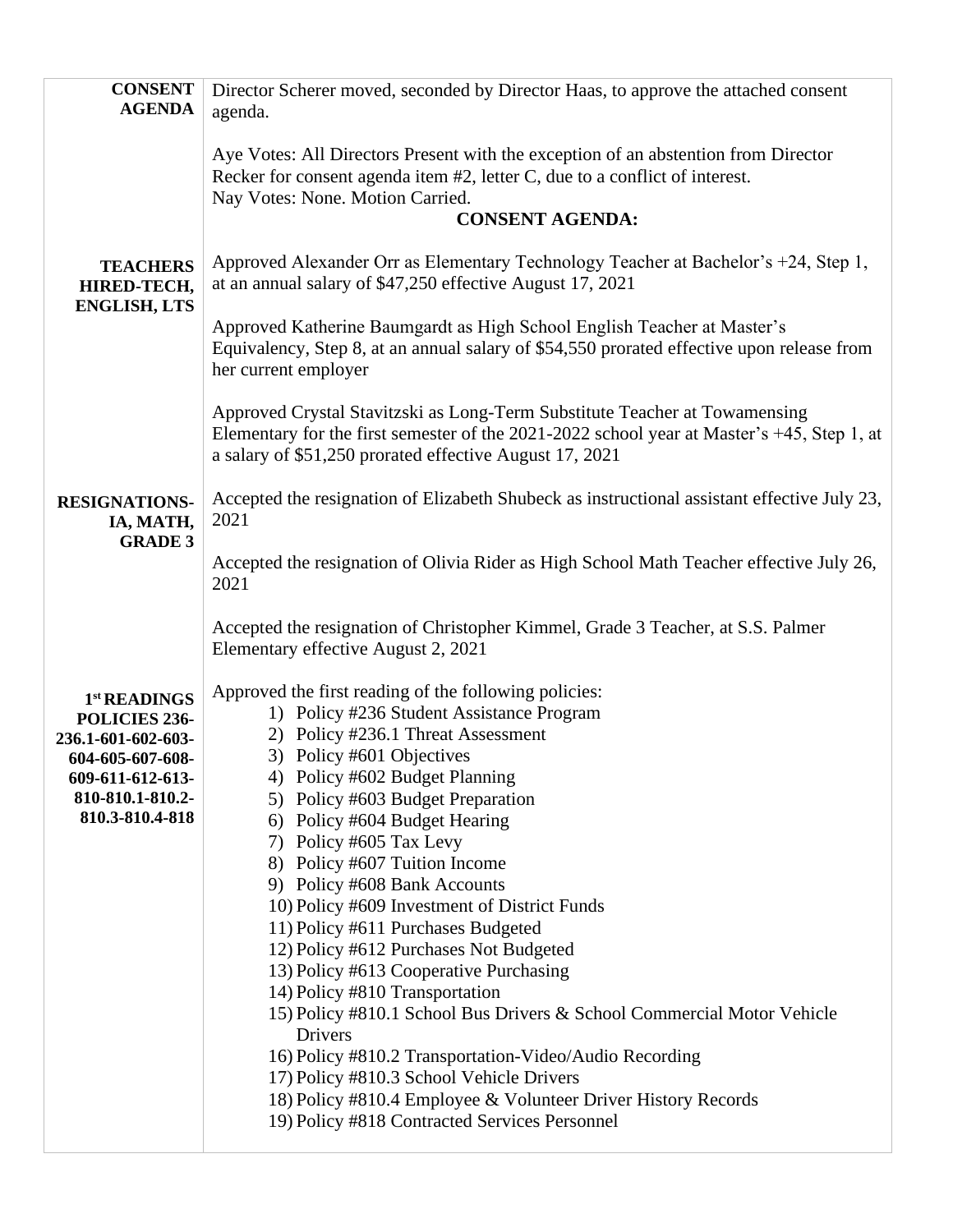| | |
|---|---|
| **CONSENT AGENDA** | Director Scherer moved, seconded by Director Haas, to approve the attached consent agenda.<br><br>Aye Votes: All Directors Present with the exception of an abstention from Director Recker for consent agenda item #2, letter C, due to a conflict of interest.<br>Nay Votes: None. Motion Carried.<br>**CONSENT AGENDA:** |
| **TEACHERS HIRED-TECH, ENGLISH, LTS** | Approved Alexander Orr as Elementary Technology Teacher at Bachelor's +24, Step 1, at an annual salary of $47,250 effective August 17, 2021<br><br>Approved Katherine Baumgardt as High School English Teacher at Master's Equivalency, Step 8, at an annual salary of $54,550 prorated effective upon release from her current employer<br><br>Approved Crystal Stavitzski as Long-Term Substitute Teacher at Towamensing Elementary for the first semester of the 2021-2022 school year at Master's +45, Step 1, at a salary of $51,250 prorated effective August 17, 2021 |
| **RESIGNATIONS-IA, MATH, GRADE 3** | Accepted the resignation of Elizabeth Shubeck as instructional assistant effective July 23, 2021<br><br>Accepted the resignation of Olivia Rider as High School Math Teacher effective July 26, 2021<br><br>Accepted the resignation of Christopher Kimmel, Grade 3 Teacher, at S.S. Palmer Elementary effective August 2, 2021 |
| **1st READINGS POLICIES 236-236.1-601-602-603-604-605-607-608-609-611-612-613-810-810.1-810.2-810.3-810.4-818** | Approved the first reading of the following policies:<br>1) Policy #236 Student Assistance Program<br>2) Policy #236.1 Threat Assessment<br>3) Policy #601 Objectives<br>4) Policy #602 Budget Planning<br>5) Policy #603 Budget Preparation<br>6) Policy #604 Budget Hearing<br>7) Policy #605 Tax Levy<br>8) Policy #607 Tuition Income<br>9) Policy #608 Bank Accounts<br>10) Policy #609 Investment of District Funds<br>11) Policy #611 Purchases Budgeted<br>12) Policy #612 Purchases Not Budgeted<br>13) Policy #613 Cooperative Purchasing<br>14) Policy #810 Transportation<br>15) Policy #810.1 School Bus Drivers & School Commercial Motor Vehicle Drivers<br>16) Policy #810.2 Transportation-Video/Audio Recording<br>17) Policy #810.3 School Vehicle Drivers<br>18) Policy #810.4 Employee & Volunteer Driver History Records<br>19) Policy #818 Contracted Services Personnel |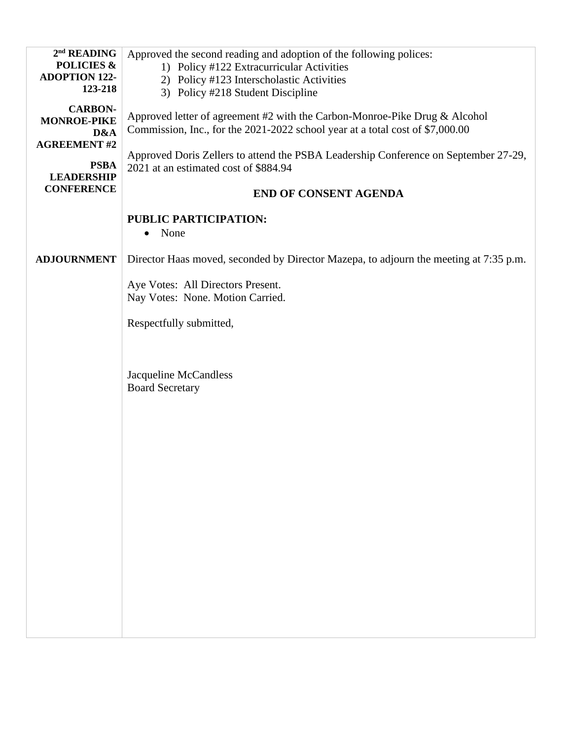| | |
|---|---|
| **2nd READING POLICIES & ADOPTION 122-123-218** | Approved the second reading and adoption of the following polices:<br>1) Policy #122 Extracurricular Activities<br>2) Policy #123 Interscholastic Activities<br>3) Policy #218 Student Discipline |
| **CARBON-MONROE-PIKE D&A AGREEMENT #2** | Approved letter of agreement #2 with the Carbon-Monroe-Pike Drug & Alcohol Commission, Inc., for the 2021-2022 school year at a total cost of $7,000.00 |
| **PSBA LEADERSHIP CONFERENCE** | Approved Doris Zellers to attend the PSBA Leadership Conference on September 27-29, 2021 at an estimated cost of $884.94 |
| | **END OF CONSENT AGENDA** |
| | **PUBLIC PARTICIPATION:**<br>• None |
| **ADJOURNMENT** | Director Haas moved, seconded by Director Mazepa, to adjourn the meeting at 7:35 p.m.<br><br>Aye Votes: All Directors Present.<br>Nay Votes: None. Motion Carried.<br><br>Respectfully submitted,<br><br>Jacqueline McCandless<br>Board Secretary |